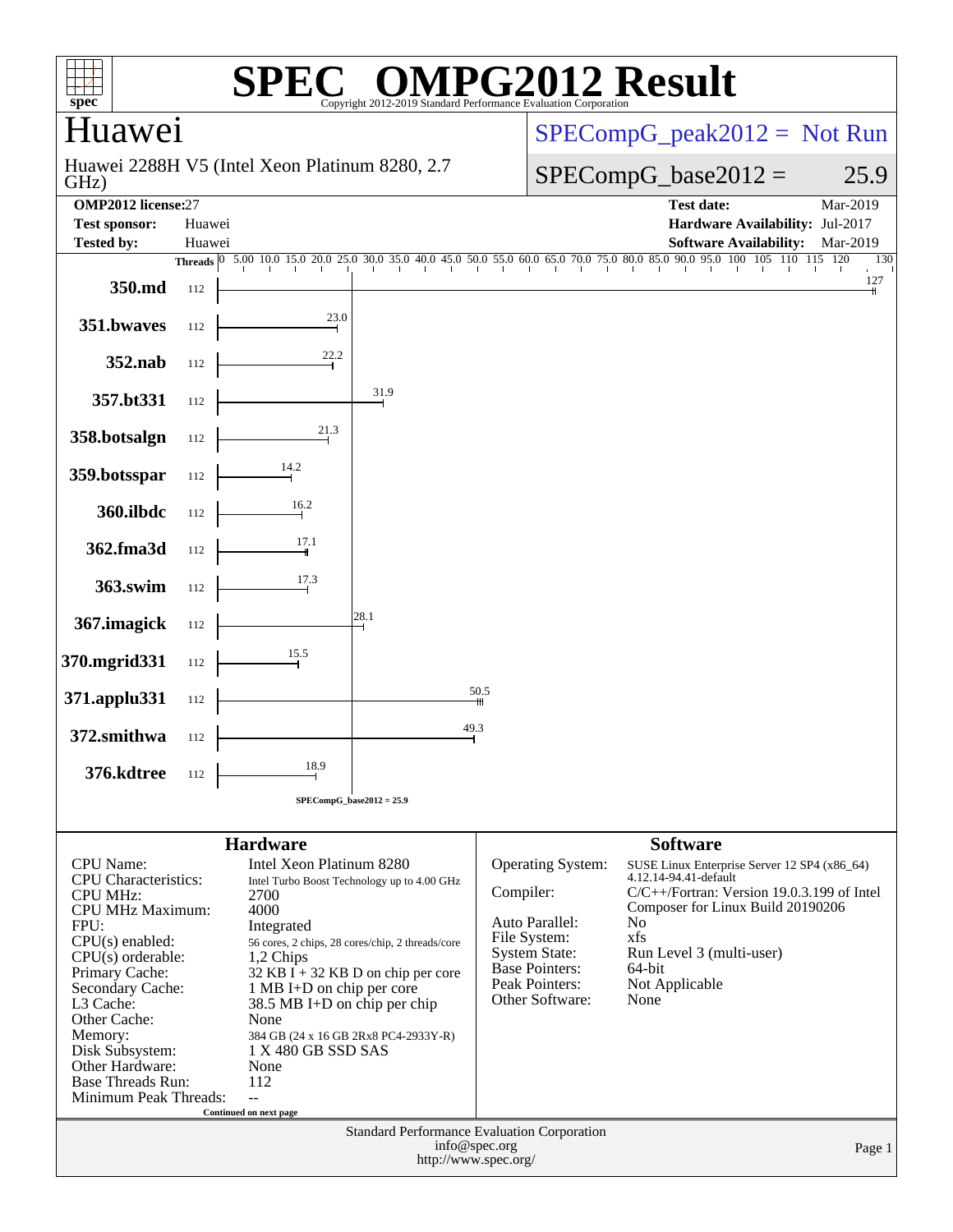# SPEC® OMPG2012 Result

Copyright 2012-2019 Standard Performance Evaluation Corporation

## Huawei

Huawei 2288H V5 (Intel Xeon Platinum 8280, 2.7 GHz)

SPECompG_peak2012 = Not Run

SPECompG_base2012 = 25.9

| | | | |
|---|---|---|---|
| **OMP2012 license:** | 27 | **Test date:** | Mar-2019 |
| **Test sponsor:** | Huawei | **Hardware Availability:** | Jul-2017 |
| **Tested by:** | Huawei | **Software Availability:** | Mar-2019 |

| Benchmark | Threads | Base Ratio |
|---|---|---|
| 350.md | 112 | 127 |
| 351.bwaves | 112 | 23.0 |
| 352.nab | 112 | 22.2 |
| 357.bt331 | 112 | 31.9 |
| 358.botsalgn | 112 | 21.3 |
| 359.botsspar | 112 | 14.2 |
| 360.ilbdc | 112 | 16.2 |
| 362.fma3d | 112 | 17.1 |
| 363.swim | 112 | 17.3 |
| 367.imagick | 112 | 28.1 |
| 370.mgrid331 | 112 | 15.5 |
| 371.applu331 | 112 | 50.5 |
| 372.smithwa | 112 | 49.3 |
| 376.kdtree | 112 | 18.9 |

SPECompG_base2012 = 25.9

### Hardware

| | |
|---|---|
| CPU Name: | Intel Xeon Platinum 8280 |
| CPU Characteristics: | Intel Turbo Boost Technology up to 4.00 GHz |
| CPU MHz: | 2700 |
| CPU MHz Maximum: | 4000 |
| FPU: | Integrated |
| CPU(s) enabled: | 56 cores, 2 chips, 28 cores/chip, 2 threads/core |
| CPU(s) orderable: | 1,2 Chips |
| Primary Cache: | 32 KB I + 32 KB D on chip per core |
| Secondary Cache: | 1 MB I+D on chip per core |
| L3 Cache: | 38.5 MB I+D on chip per chip |
| Other Cache: | None |
| Memory: | 384 GB (24 x 16 GB 2Rx8 PC4-2933Y-R) |
| Disk Subsystem: | 1 X 480 GB SSD SAS |
| Other Hardware: | None |
| Base Threads Run: | 112 |
| Minimum Peak Threads: | -- |

Continued on next page

### Software

| | |
|---|---|
| Operating System: | SUSE Linux Enterprise Server 12 SP4 (x86_64) 4.12.14-94.41-default |
| Compiler: | C/C++/Fortran: Version 19.0.3.199 of Intel Composer for Linux Build 20190206 |
| Auto Parallel: | No |
| File System: | xfs |
| System State: | Run Level 3 (multi-user) |
| Base Pointers: | 64-bit |
| Peak Pointers: | Not Applicable |
| Other Software: | None |

Standard Performance Evaluation Corporation
info@spec.org
http://www.spec.org/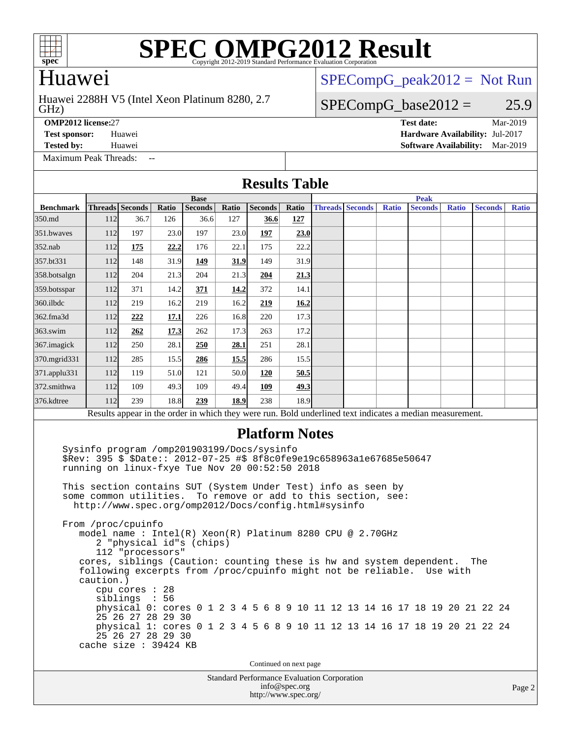# SPEC OMPG2012 Result

Copyright 2012-2019 Standard Performance Evaluation Corporation

## Huawei

Huawei 2288H V5 (Intel Xeon Platinum 8280, 2.7 GHz)

SPECompG_peak2012 = Not Run

SPECompG_base2012 = 25.9

**OMP2012 license:** 27
**Test sponsor:** Huawei
**Tested by:** Huawei

**Test date:** Mar-2019
**Hardware Availability:** Jul-2017
**Software Availability:** Mar-2019

Maximum Peak Threads: --

## Results Table

| Benchmark | Base | | | | | | | Peak | | | | | | |
|---|---|---|---|---|---|---|---|---|---|---|---|---|---|---|
| | Threads | Seconds | Ratio | Seconds | Ratio | Seconds | Ratio | Threads | Seconds | Ratio | Seconds | Ratio | Seconds | Ratio |
| 350.md | 112 | 36.7 | 126 | 36.6 | 127 | **36.6** | **127** | | | | | | | |
| 351.bwaves | 112 | 197 | 23.0 | 197 | 23.0 | **197** | **23.0** | | | | | | | |
| 352.nab | 112 | **175** | **22.2** | 176 | 22.1 | 175 | 22.2 | | | | | | | |
| 357.bt331 | 112 | 148 | 31.9 | **149** | **31.9** | 149 | 31.9 | | | | | | | |
| 358.botsalgn | 112 | 204 | 21.3 | 204 | 21.3 | **204** | **21.3** | | | | | | | |
| 359.botsspar | 112 | 371 | 14.2 | **371** | **14.2** | 372 | 14.1 | | | | | | | |
| 360.ilbdc | 112 | 219 | 16.2 | 219 | 16.2 | **219** | **16.2** | | | | | | | |
| 362.fma3d | 112 | **222** | **17.1** | 226 | 16.8 | 220 | 17.3 | | | | | | | |
| 363.swim | 112 | **262** | **17.3** | 262 | 17.3 | 263 | 17.2 | | | | | | | |
| 367.imagick | 112 | 250 | 28.1 | **250** | **28.1** | 251 | 28.1 | | | | | | | |
| 370.mgrid331 | 112 | 285 | 15.5 | **286** | **15.5** | 286 | 15.5 | | | | | | | |
| 371.applu331 | 112 | 119 | 51.0 | 121 | 50.0 | **120** | **50.5** | | | | | | | |
| 372.smithwa | 112 | 109 | 49.3 | 109 | 49.4 | **109** | **49.3** | | | | | | | |
| 376.kdtree | 112 | 239 | 18.8 | **239** | **18.9** | 238 | 18.9 | | | | | | | |

Results appear in the order in which they were run. Bold underlined text indicates a median measurement.

## Platform Notes

```
Sysinfo program /omp201903199/Docs/sysinfo
$Rev: 395 $ $Date:: 2012-07-25 #$ 8f8c0fe9e19c658963a1e67685e50647
running on linux-fxye Tue Nov 20 00:52:50 2018

This section contains SUT (System Under Test) info as seen by
some common utilities.  To remove or add to this section, see:
  http://www.spec.org/omp2012/Docs/config.html#sysinfo

From /proc/cpuinfo
   model name : Intel(R) Xeon(R) Platinum 8280 CPU @ 2.70GHz
      2 "physical id"s (chips)
      112 "processors"
   cores, siblings (Caution: counting these is hw and system dependent.  The
   following excerpts from /proc/cpuinfo might not be reliable.  Use with
   caution.)
      cpu cores : 28
      siblings  : 56
      physical 0: cores 0 1 2 3 4 5 6 8 9 10 11 12 13 14 16 17 18 19 20 21 22 24
      25 26 27 28 29 30
      physical 1: cores 0 1 2 3 4 5 6 8 9 10 11 12 13 14 16 17 18 19 20 21 22 24
      25 26 27 28 29 30
   cache size : 39424 KB
```

Continued on next page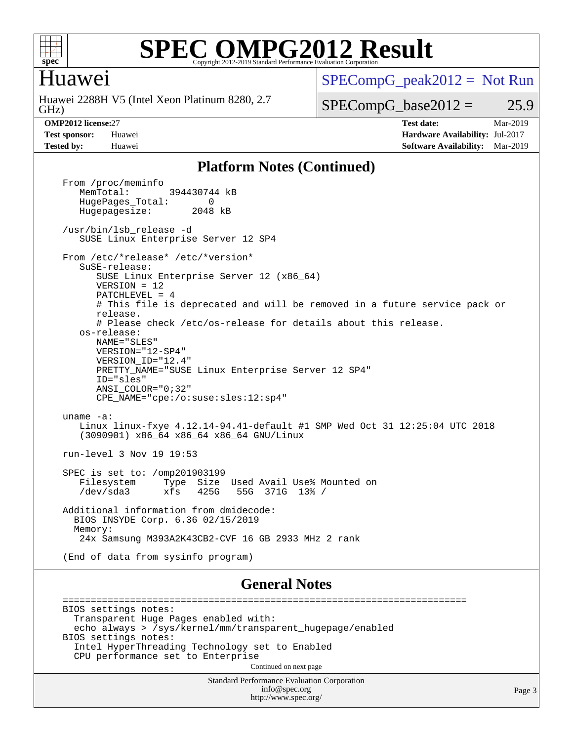# SPEC OMPG2012 Result

Copyright 2012-2019 Standard Performance Evaluation Corporation

## Huawei

Huawei 2288H V5 (Intel Xeon Platinum 8280, 2.7 GHz)

SPECompG_peak2012 = Not Run

SPECompG_base2012 = 25.9

**OMP2012 license:** 27
**Test sponsor:** Huawei
**Tested by:** Huawei

**Test date:** Mar-2019
**Hardware Availability:** Jul-2017
**Software Availability:** Mar-2019

## Platform Notes (Continued)

```
From /proc/meminfo
   MemTotal:       394430744 kB
   HugePages_Total:       0
   Hugepagesize:       2048 kB

/usr/bin/lsb_release -d
   SUSE Linux Enterprise Server 12 SP4

From /etc/*release* /etc/*version*
   SuSE-release:
      SUSE Linux Enterprise Server 12 (x86_64)
      VERSION = 12
      PATCHLEVEL = 4
      # This file is deprecated and will be removed in a future service pack or
      release.
      # Please check /etc/os-release for details about this release.
   os-release:
      NAME="SLES"
      VERSION="12-SP4"
      VERSION_ID="12.4"
      PRETTY_NAME="SUSE Linux Enterprise Server 12 SP4"
      ID="sles"
      ANSI_COLOR="0;32"
      CPE_NAME="cpe:/o:suse:sles:12:sp4"

uname -a:
   Linux linux-fxye 4.12.14-94.41-default #1 SMP Wed Oct 31 12:25:04 UTC 2018
   (3090901) x86_64 x86_64 x86_64 GNU/Linux

run-level 3 Nov 19 19:53

SPEC is set to: /omp201903199
   Filesystem     Type  Size  Used Avail Use% Mounted on
   /dev/sda3      xfs   425G   55G  371G  13% /

Additional information from dmidecode:
  BIOS INSYDE Corp. 6.36 02/15/2019
  Memory:
   24x Samsung M393A2K43CB2-CVF 16 GB 2933 MHz 2 rank

(End of data from sysinfo program)
```

## General Notes

```
========================================================================
BIOS settings notes:
  Transparent Huge Pages enabled with:
  echo always > /sys/kernel/mm/transparent_hugepage/enabled
BIOS settings notes:
  Intel HyperThreading Technology set to Enabled
  CPU performance set to Enterprise
```

Continued on next page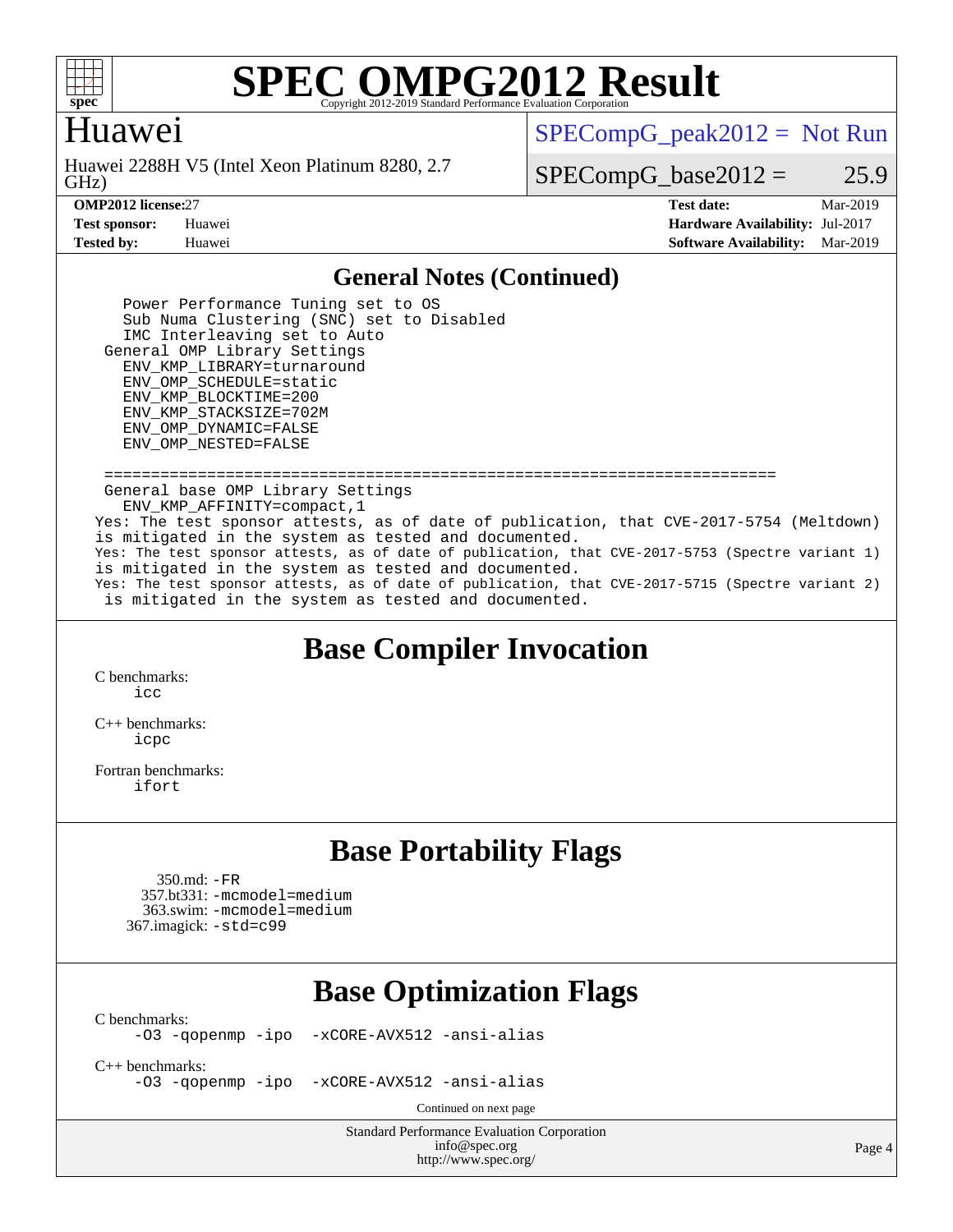## General Notes (Continued)

```
    Power Performance Tuning set to OS
    Sub Numa Clustering (SNC) set to Disabled
    IMC Interleaving set to Auto
  General OMP Library Settings
    ENV_KMP_LIBRARY=turnaround
    ENV_OMP_SCHEDULE=static
    ENV_KMP_BLOCKTIME=200
    ENV_KMP_STACKSIZE=702M
    ENV_OMP_DYNAMIC=FALSE
    ENV_OMP_NESTED=FALSE

  ========================================================================
  General base OMP Library Settings
    ENV_KMP_AFFINITY=compact,1
Yes: The test sponsor attests, as of date of publication, that CVE-2017-5754 (Meltdown)
is mitigated in the system as tested and documented.
Yes: The test sponsor attests, as of date of publication, that CVE-2017-5753 (Spectre variant 1)
is mitigated in the system as tested and documented.
Yes: The test sponsor attests, as of date of publication, that CVE-2017-5715 (Spectre variant 2)
 is mitigated in the system as tested and documented.
```

## Base Compiler Invocation

C benchmarks:
    icc

C++ benchmarks:
    icpc

Fortran benchmarks:
    ifort

## Base Portability Flags

350.md: -FR
357.bt331: -mcmodel=medium
363.swim: -mcmodel=medium
367.imagick: -std=c99

## Base Optimization Flags

C benchmarks:
    -O3 -qopenmp -ipo -xCORE-AVX512 -ansi-alias

C++ benchmarks:
    -O3 -qopenmp -ipo -xCORE-AVX512 -ansi-alias

Continued on next page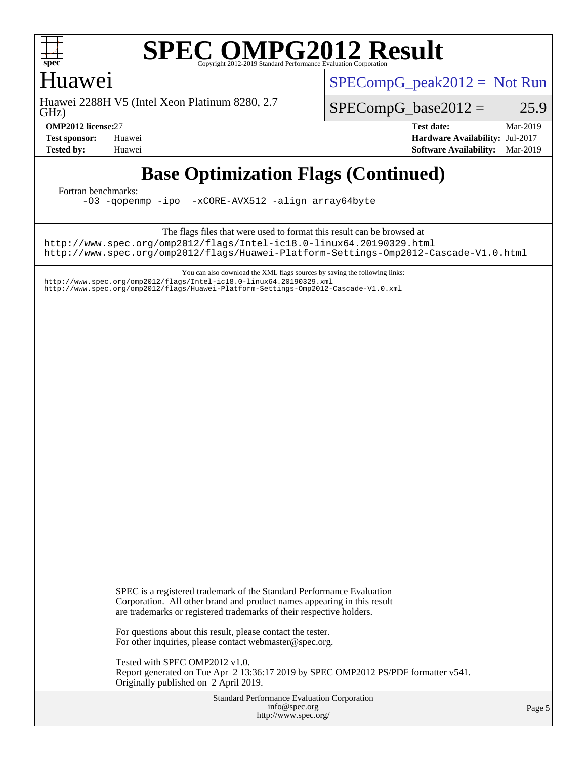# Base Optimization Flags (Continued)

Fortran benchmarks:

-O3 -qopenmp -ipo -xCORE-AVX512 -align array64byte

The flags files that were used to format this result can be browsed at

http://www.spec.org/omp2012/flags/Intel-ic18.0-linux64.20190329.html
http://www.spec.org/omp2012/flags/Huawei-Platform-Settings-Omp2012-Cascade-V1.0.html

You can also download the XML flags sources by saving the following links:

http://www.spec.org/omp2012/flags/Intel-ic18.0-linux64.20190329.xml
http://www.spec.org/omp2012/flags/Huawei-Platform-Settings-Omp2012-Cascade-V1.0.xml

SPEC is a registered trademark of the Standard Performance Evaluation Corporation. All other brand and product names appearing in this result are trademarks or registered trademarks of their respective holders.

For questions about this result, please contact the tester.
For other inquiries, please contact webmaster@spec.org.

Tested with SPEC OMP2012 v1.0.
Report generated on Tue Apr 2 13:36:17 2019 by SPEC OMP2012 PS/PDF formatter v541.
Originally published on 2 April 2019.